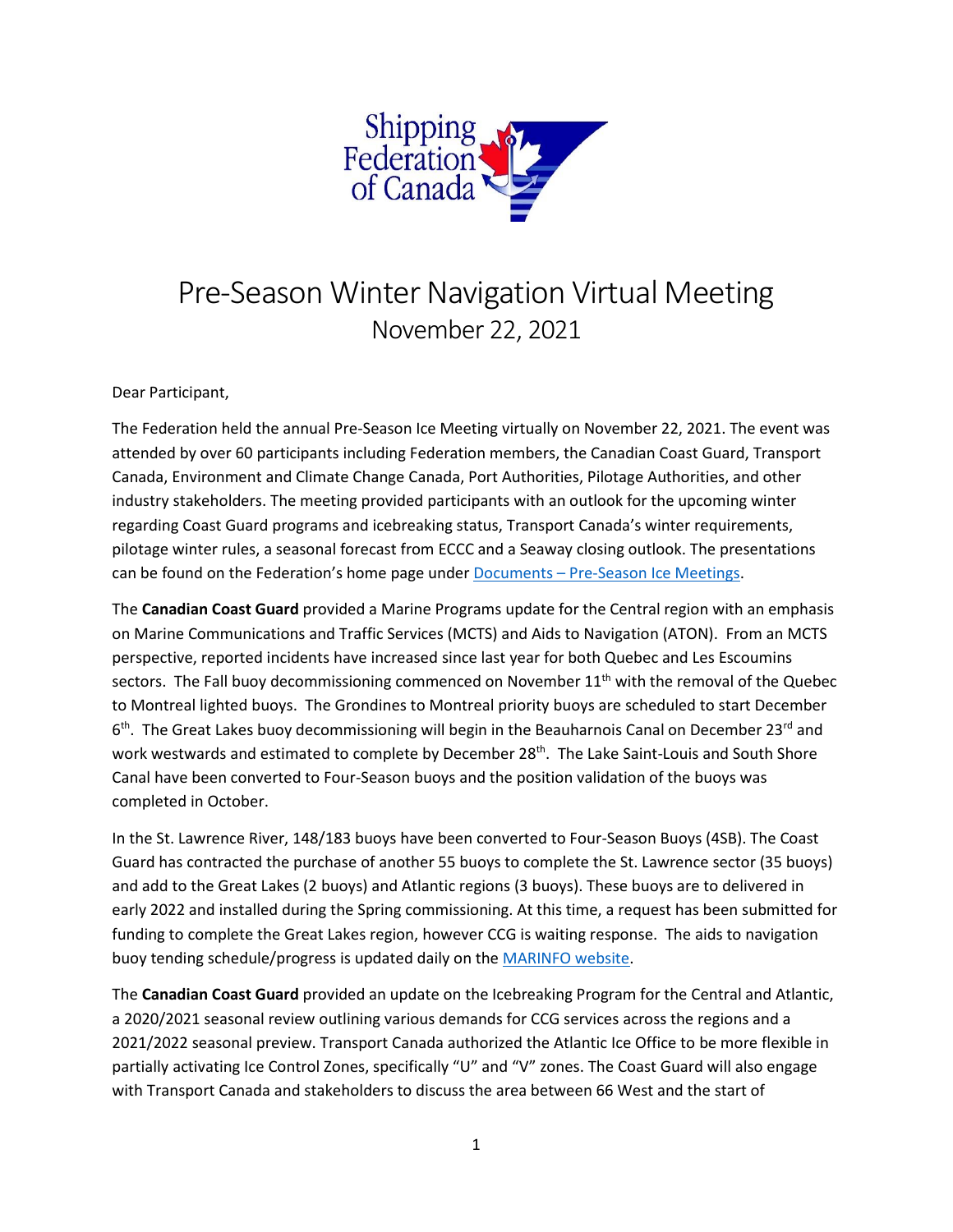# Pre-Season Winter Navigation Virtual Meeting

## November 22, 2021

Dear Participant,

The Federation held the annual Pre-Season Ice Meeting virtually on November 22, 2021. The event was attended by over 60 participants including Federation members, the Canadian Coast Guard, Transport Canada, Environment and Climate Change Canada, Port Authorities, Pilotage Authorities, and other industry stakeholders. The meeting provided participants with an outlook for the upcoming winter regarding Coast Guard programs and icebreaking status, Transport Canada's winter requirements, pilotage winter rules, a seasonal forecast from ECCC and a Seaway closing outlook. The presentations can be found on the Federation's home page under Documents – Pre-Season Ice Meetings.

The **Canadian Coast Guard** provided a Marine Programs update for the Central region with an emphasis on Marine Communications and Traffic Services (MCTS) and Aids to Navigation (ATON). From an MCTS perspective, reported incidents have increased since last year for both Quebec and Les Escoumins sectors. The Fall buoy decommissioning commenced on November 11th with the removal of the Quebec to Montreal lighted buoys. The Grondines to Montreal priority buoys are scheduled to start December 6th. The Great Lakes buoy decommissioning will begin in the Beauharnois Canal on December 23rd and work westwards and estimated to complete by December 28th. The Lake Saint-Louis and South Shore Canal have been converted to Four-Season buoys and the position validation of the buoys was completed in October.

In the St. Lawrence River, 148/183 buoys have been converted to Four-Season Buoys (4SB). The Coast Guard has contracted the purchase of another 55 buoys to complete the St. Lawrence sector (35 buoys) and add to the Great Lakes (2 buoys) and Atlantic regions (3 buoys). These buoys are to delivered in early 2022 and installed during the Spring commissioning. At this time, a request has been submitted for funding to complete the Great Lakes region, however CCG is waiting response. The aids to navigation buoy tending schedule/progress is updated daily on the MARINFO website.

The **Canadian Coast Guard** provided an update on the Icebreaking Program for the Central and Atlantic, a 2020/2021 seasonal review outlining various demands for CCG services across the regions and a 2021/2022 seasonal preview. Transport Canada authorized the Atlantic Ice Office to be more flexible in partially activating Ice Control Zones, specifically "U" and "V" zones. The Coast Guard will also engage with Transport Canada and stakeholders to discuss the area between 66 West and the start of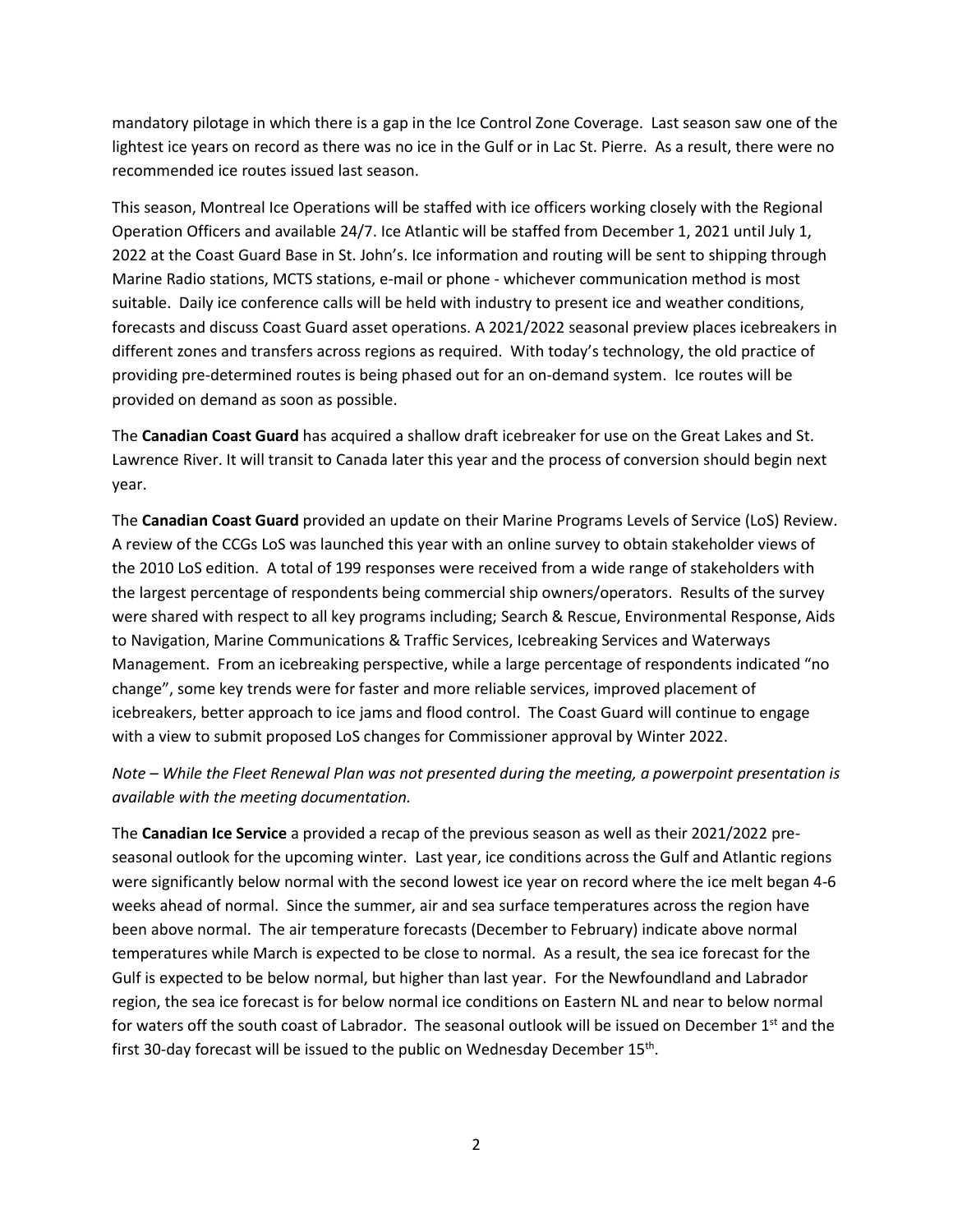mandatory pilotage in which there is a gap in the Ice Control Zone Coverage. Last season saw one of the lightest ice years on record as there was no ice in the Gulf or in Lac St. Pierre. As a result, there were no recommended ice routes issued last season.

This season, Montreal Ice Operations will be staffed with ice officers working closely with the Regional Operation Officers and available 24/7. Ice Atlantic will be staffed from December 1, 2021 until July 1, 2022 at the Coast Guard Base in St. John's. Ice information and routing will be sent to shipping through Marine Radio stations, MCTS stations, e-mail or phone - whichever communication method is most suitable. Daily ice conference calls will be held with industry to present ice and weather conditions, forecasts and discuss Coast Guard asset operations. A 2021/2022 seasonal preview places icebreakers in different zones and transfers across regions as required. With today's technology, the old practice of providing pre-determined routes is being phased out for an on-demand system. Ice routes will be provided on demand as soon as possible.

The **Canadian Coast Guard** has acquired a shallow draft icebreaker for use on the Great Lakes and St. Lawrence River. It will transit to Canada later this year and the process of conversion should begin next year.

The **Canadian Coast Guard** provided an update on their Marine Programs Levels of Service (LoS) Review. A review of the CCGs LoS was launched this year with an online survey to obtain stakeholder views of the 2010 LoS edition. A total of 199 responses were received from a wide range of stakeholders with the largest percentage of respondents being commercial ship owners/operators. Results of the survey were shared with respect to all key programs including; Search & Rescue, Environmental Response, Aids to Navigation, Marine Communications & Traffic Services, Icebreaking Services and Waterways Management. From an icebreaking perspective, while a large percentage of respondents indicated "no change", some key trends were for faster and more reliable services, improved placement of icebreakers, better approach to ice jams and flood control. The Coast Guard will continue to engage with a view to submit proposed LoS changes for Commissioner approval by Winter 2022.

*Note – While the Fleet Renewal Plan was not presented during the meeting, a powerpoint presentation is available with the meeting documentation.*

The **Canadian Ice Service** a provided a recap of the previous season as well as their 2021/2022 pre-seasonal outlook for the upcoming winter. Last year, ice conditions across the Gulf and Atlantic regions were significantly below normal with the second lowest ice year on record where the ice melt began 4-6 weeks ahead of normal. Since the summer, air and sea surface temperatures across the region have been above normal. The air temperature forecasts (December to February) indicate above normal temperatures while March is expected to be close to normal. As a result, the sea ice forecast for the Gulf is expected to be below normal, but higher than last year. For the Newfoundland and Labrador region, the sea ice forecast is for below normal ice conditions on Eastern NL and near to below normal for waters off the south coast of Labrador. The seasonal outlook will be issued on December 1st and the first 30-day forecast will be issued to the public on Wednesday December 15th.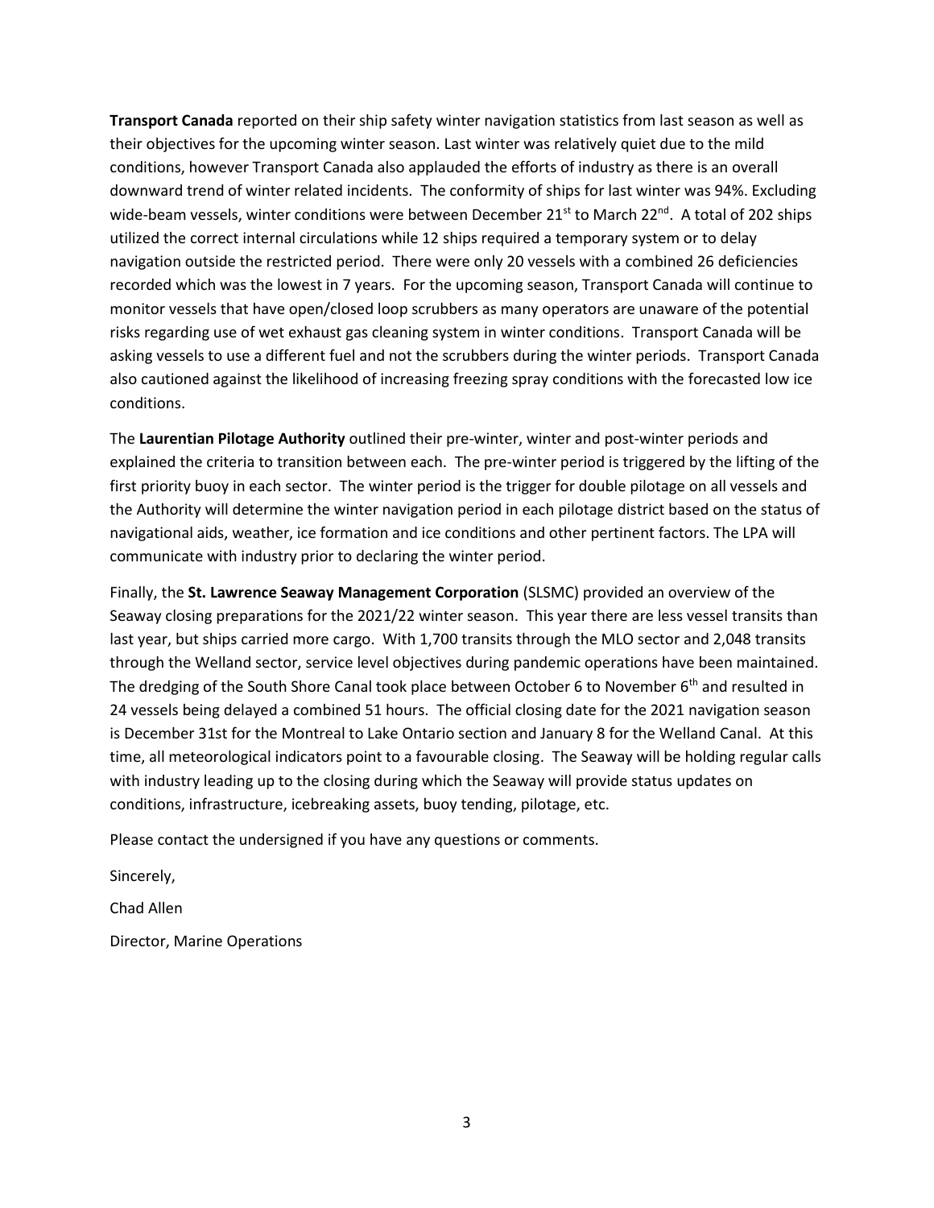**Transport Canada** reported on their ship safety winter navigation statistics from last season as well as their objectives for the upcoming winter season. Last winter was relatively quiet due to the mild conditions, however Transport Canada also applauded the efforts of industry as there is an overall downward trend of winter related incidents. The conformity of ships for last winter was 94%. Excluding wide-beam vessels, winter conditions were between December 21st to March 22nd. A total of 202 ships utilized the correct internal circulations while 12 ships required a temporary system or to delay navigation outside the restricted period. There were only 20 vessels with a combined 26 deficiencies recorded which was the lowest in 7 years. For the upcoming season, Transport Canada will continue to monitor vessels that have open/closed loop scrubbers as many operators are unaware of the potential risks regarding use of wet exhaust gas cleaning system in winter conditions. Transport Canada will be asking vessels to use a different fuel and not the scrubbers during the winter periods. Transport Canada also cautioned against the likelihood of increasing freezing spray conditions with the forecasted low ice conditions.

The **Laurentian Pilotage Authority** outlined their pre-winter, winter and post-winter periods and explained the criteria to transition between each. The pre-winter period is triggered by the lifting of the first priority buoy in each sector. The winter period is the trigger for double pilotage on all vessels and the Authority will determine the winter navigation period in each pilotage district based on the status of navigational aids, weather, ice formation and ice conditions and other pertinent factors. The LPA will communicate with industry prior to declaring the winter period.

Finally, the **St. Lawrence Seaway Management Corporation** (SLSMC) provided an overview of the Seaway closing preparations for the 2021/22 winter season. This year there are less vessel transits than last year, but ships carried more cargo. With 1,700 transits through the MLO sector and 2,048 transits through the Welland sector, service level objectives during pandemic operations have been maintained. The dredging of the South Shore Canal took place between October 6 to November 6th and resulted in 24 vessels being delayed a combined 51 hours. The official closing date for the 2021 navigation season is December 31st for the Montreal to Lake Ontario section and January 8 for the Welland Canal. At this time, all meteorological indicators point to a favourable closing. The Seaway will be holding regular calls with industry leading up to the closing during which the Seaway will provide status updates on conditions, infrastructure, icebreaking assets, buoy tending, pilotage, etc.

Please contact the undersigned if you have any questions or comments.

Sincerely,

Chad Allen

Director, Marine Operations